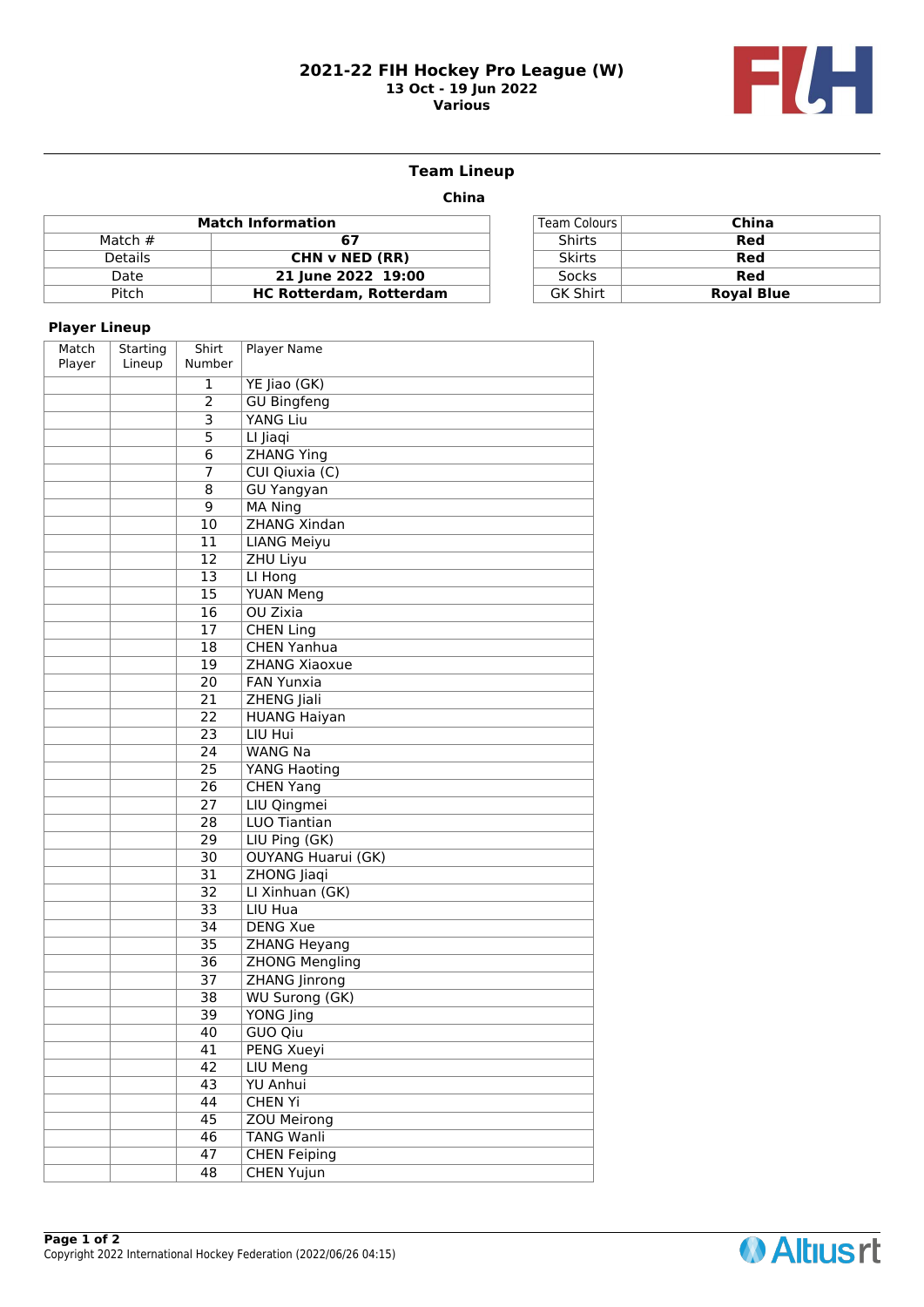# 2021-22 FIH Hockey Pro League (W)

**13 Oct - 19 Jun 2022**

**Various**

## Team Lineup

### China

| Match Information | |
|---|---|
| Match # | **67** |
| Details | **CHN v NED (RR)** |
| Date | **21 June 2022 19:00** |
| Pitch | **HC Rotterdam, Rotterdam** |

| Team Colours | China |
|---|---|
| Shirts | **Red** |
| Skirts | **Red** |
| Socks | **Red** |
| GK Shirt | **Royal Blue** |

**Player Lineup**

| Match Player | Starting Lineup | Shirt Number | Player Name |
|---|---|---|---|
| | | 1 | YE Jiao (GK) |
| | | 2 | GU Bingfeng |
| | | 3 | YANG Liu |
| | | 5 | LI Jiaqi |
| | | 6 | ZHANG Ying |
| | | 7 | CUI Qiuxia (C) |
| | | 8 | GU Yangyan |
| | | 9 | MA Ning |
| | | 10 | ZHANG Xindan |
| | | 11 | LIANG Meiyu |
| | | 12 | ZHU Liyu |
| | | 13 | LI Hong |
| | | 15 | YUAN Meng |
| | | 16 | OU Zixia |
| | | 17 | CHEN Ling |
| | | 18 | CHEN Yanhua |
| | | 19 | ZHANG Xiaoxue |
| | | 20 | FAN Yunxia |
| | | 21 | ZHENG Jiali |
| | | 22 | HUANG Haiyan |
| | | 23 | LIU Hui |
| | | 24 | WANG Na |
| | | 25 | YANG Haoting |
| | | 26 | CHEN Yang |
| | | 27 | LIU Qingmei |
| | | 28 | LUO Tiantian |
| | | 29 | LIU Ping (GK) |
| | | 30 | OUYANG Huarui (GK) |
| | | 31 | ZHONG Jiaqi |
| | | 32 | LI Xinhuan (GK) |
| | | 33 | LIU Hua |
| | | 34 | DENG Xue |
| | | 35 | ZHANG Heyang |
| | | 36 | ZHONG Mengling |
| | | 37 | ZHANG Jinrong |
| | | 38 | WU Surong (GK) |
| | | 39 | YONG Jing |
| | | 40 | GUO Qiu |
| | | 41 | PENG Xueyi |
| | | 42 | LIU Meng |
| | | 43 | YU Anhui |
| | | 44 | CHEN Yi |
| | | 45 | ZOU Meirong |
| | | 46 | TANG Wanli |
| | | 47 | CHEN Feiping |
| | | 48 | CHEN Yujun |

Copyright 2022 International Hockey Federation (2022/06/26 04:15)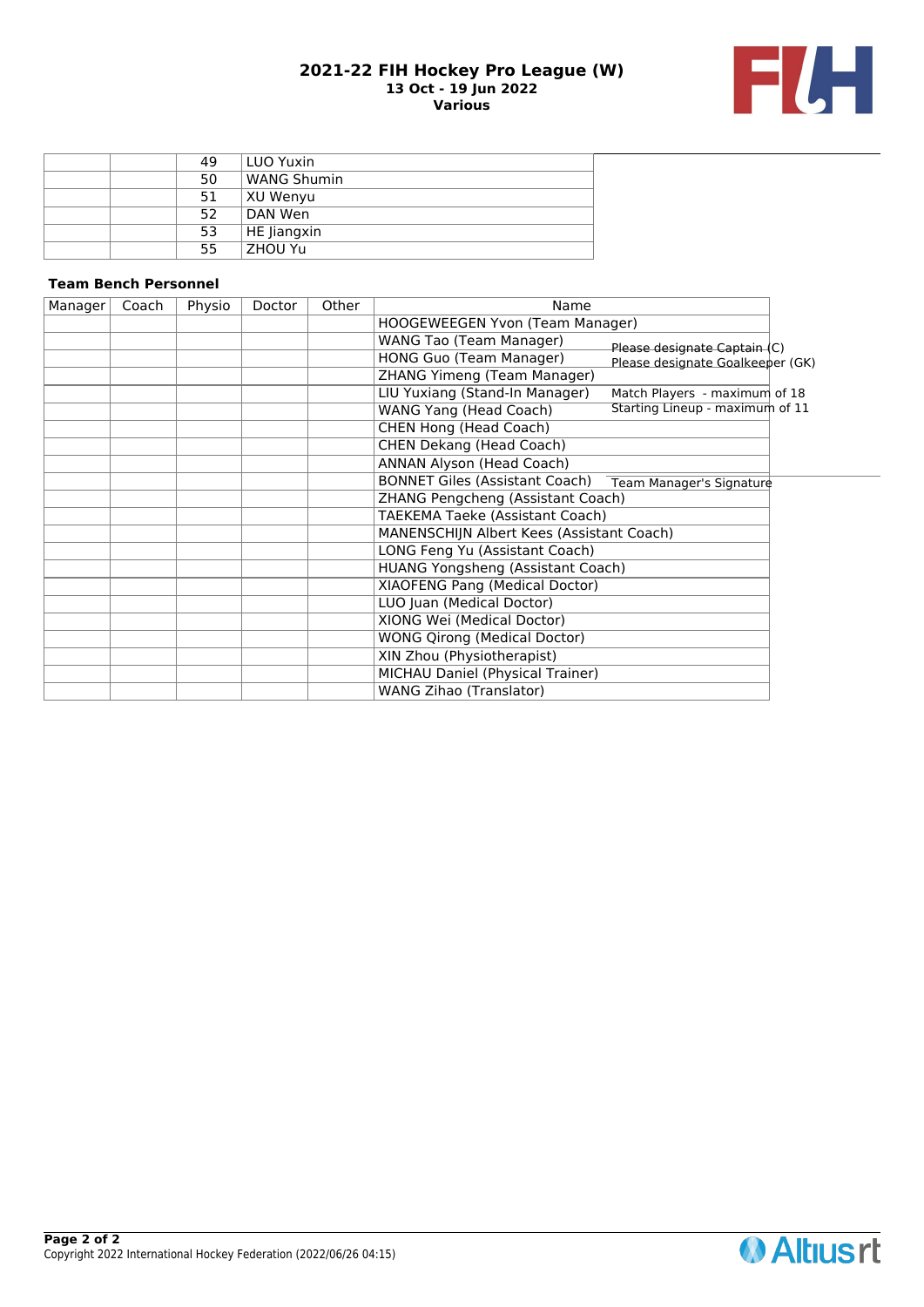# 2021-22 FIH Hockey Pro League (W)

**13 Oct - 19 Jun 2022**

**Various**

| | | | |
|---|---|---|---|
| | | 49 | LUO Yuxin |
| | | 50 | WANG Shumin |
| | | 51 | XU Wenyu |
| | | 52 | DAN Wen |
| | | 53 | HE Jiangxin |
| | | 55 | ZHOU Yu |

**Team Bench Personnel**

| Manager | Coach | Physio | Doctor | Other | Name |
|---|---|---|---|---|---|
| | | | | | HOOGEWEEGEN Yvon (Team Manager) |
| | | | | | WANG Tao (Team Manager) |
| | | | | | HONG Guo (Team Manager) |
| | | | | | ZHANG Yimeng (Team Manager) |
| | | | | | LIU Yuxiang (Stand-In Manager) |
| | | | | | WANG Yang (Head Coach) |
| | | | | | CHEN Hong (Head Coach) |
| | | | | | CHEN Dekang (Head Coach) |
| | | | | | ANNAN Alyson (Head Coach) |
| | | | | | BONNET Giles (Assistant Coach) |
| | | | | | ZHANG Pengcheng (Assistant Coach) |
| | | | | | TAEKEMA Taeke (Assistant Coach) |
| | | | | | MANENSCHIJN Albert Kees (Assistant Coach) |
| | | | | | LONG Feng Yu (Assistant Coach) |
| | | | | | HUANG Yongsheng (Assistant Coach) |
| | | | | | XIAOFENG Pang (Medical Doctor) |
| | | | | | LUO Juan (Medical Doctor) |
| | | | | | XIONG Wei (Medical Doctor) |
| | | | | | WONG Qirong (Medical Doctor) |
| | | | | | XIN Zhou (Physiotherapist) |
| | | | | | MICHAU Daniel (Physical Trainer) |
| | | | | | WANG Zihao (Translator) |

Please designate Captain (C)
Please designate Goalkeeper (GK)

Match Players - maximum of 18
Starting Lineup - maximum of 11

Team Manager's Signature

Copyright 2022 International Hockey Federation (2022/06/26 04:15)